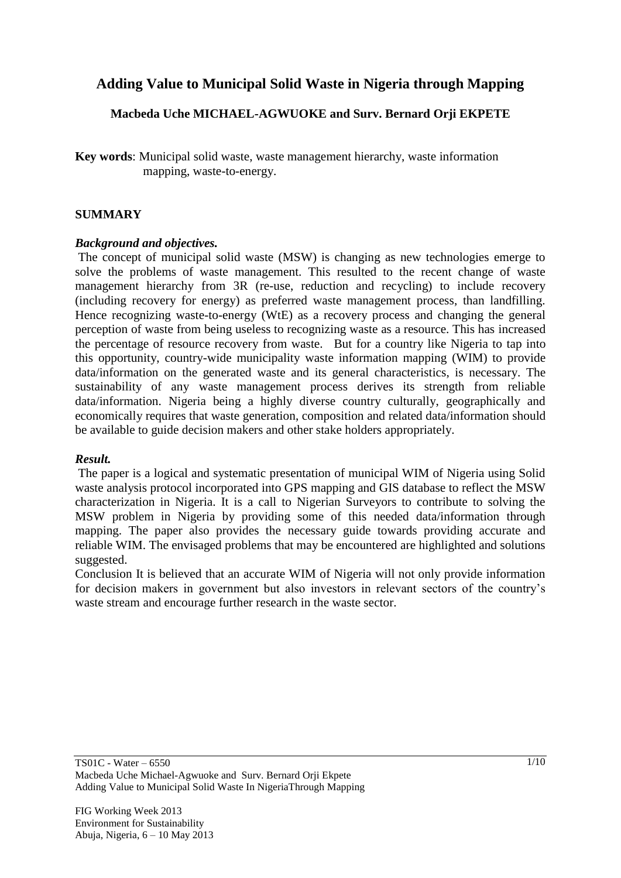# Adding Value to Municipal Solid Waste in Nigeria through Mapping

**Macbeda Uche MICHAEL-AGWUOKE and Surv. Bernard Orji EKPETE**

**Key words**: Municipal solid waste, waste management hierarchy, waste information mapping, waste-to-energy.

## SUMMARY

***Background and objectives.***

The concept of municipal solid waste (MSW) is changing as new technologies emerge to solve the problems of waste management. This resulted to the recent change of waste management hierarchy from 3R (re-use, reduction and recycling) to include recovery (including recovery for energy) as preferred waste management process, than landfilling. Hence recognizing waste-to-energy (WtE) as a recovery process and changing the general perception of waste from being useless to recognizing waste as a resource. This has increased the percentage of resource recovery from waste. But for a country like Nigeria to tap into this opportunity, country-wide municipality waste information mapping (WIM) to provide data/information on the generated waste and its general characteristics, is necessary. The sustainability of any waste management process derives its strength from reliable data/information. Nigeria being a highly diverse country culturally, geographically and economically requires that waste generation, composition and related data/information should be available to guide decision makers and other stake holders appropriately.

***Result.***

The paper is a logical and systematic presentation of municipal WIM of Nigeria using Solid waste analysis protocol incorporated into GPS mapping and GIS database to reflect the MSW characterization in Nigeria. It is a call to Nigerian Surveyors to contribute to solving the MSW problem in Nigeria by providing some of this needed data/information through mapping. The paper also provides the necessary guide towards providing accurate and reliable WIM. The envisaged problems that may be encountered are highlighted and solutions suggested.

Conclusion It is believed that an accurate WIM of Nigeria will not only provide information for decision makers in government but also investors in relevant sectors of the country's waste stream and encourage further research in the waste sector.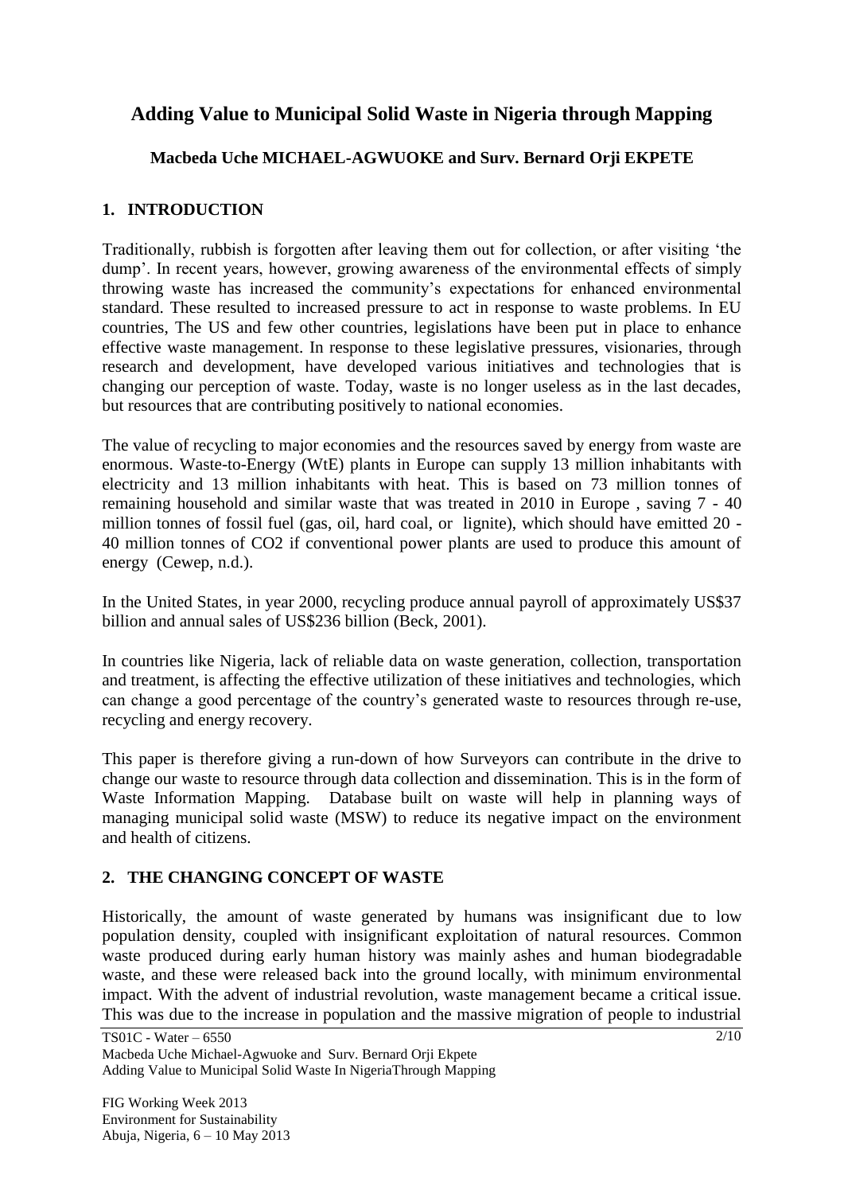# Adding Value to Municipal Solid Waste in Nigeria through Mapping

**Macbeda Uche MICHAEL-AGWUOKE and Surv. Bernard Orji EKPETE**

## 1. INTRODUCTION

Traditionally, rubbish is forgotten after leaving them out for collection, or after visiting 'the dump'. In recent years, however, growing awareness of the environmental effects of simply throwing waste has increased the community's expectations for enhanced environmental standard. These resulted to increased pressure to act in response to waste problems. In EU countries, The US and few other countries, legislations have been put in place to enhance effective waste management. In response to these legislative pressures, visionaries, through research and development, have developed various initiatives and technologies that is changing our perception of waste. Today, waste is no longer useless as in the last decades, but resources that are contributing positively to national economies.

The value of recycling to major economies and the resources saved by energy from waste are enormous. Waste-to-Energy (WtE) plants in Europe can supply 13 million inhabitants with electricity and 13 million inhabitants with heat. This is based on 73 million tonnes of remaining household and similar waste that was treated in 2010 in Europe , saving 7 - 40 million tonnes of fossil fuel (gas, oil, hard coal, or lignite), which should have emitted 20 - 40 million tonnes of $CO_2$ if conventional power plants are used to produce this amount of energy (Cewep, n.d.).

In the United States, in year 2000, recycling produce annual payroll of approximately US$37 billion and annual sales of US$236 billion (Beck, 2001).

In countries like Nigeria, lack of reliable data on waste generation, collection, transportation and treatment, is affecting the effective utilization of these initiatives and technologies, which can change a good percentage of the country's generated waste to resources through re-use, recycling and energy recovery.

This paper is therefore giving a run-down of how Surveyors can contribute in the drive to change our waste to resource through data collection and dissemination. This is in the form of Waste Information Mapping. Database built on waste will help in planning ways of managing municipal solid waste (MSW) to reduce its negative impact on the environment and health of citizens.

## 2. THE CHANGING CONCEPT OF WASTE

Historically, the amount of waste generated by humans was insignificant due to low population density, coupled with insignificant exploitation of natural resources. Common waste produced during early human history was mainly ashes and human biodegradable waste, and these were released back into the ground locally, with minimum environmental impact. With the advent of industrial revolution, waste management became a critical issue. This was due to the increase in population and the massive migration of people to industrial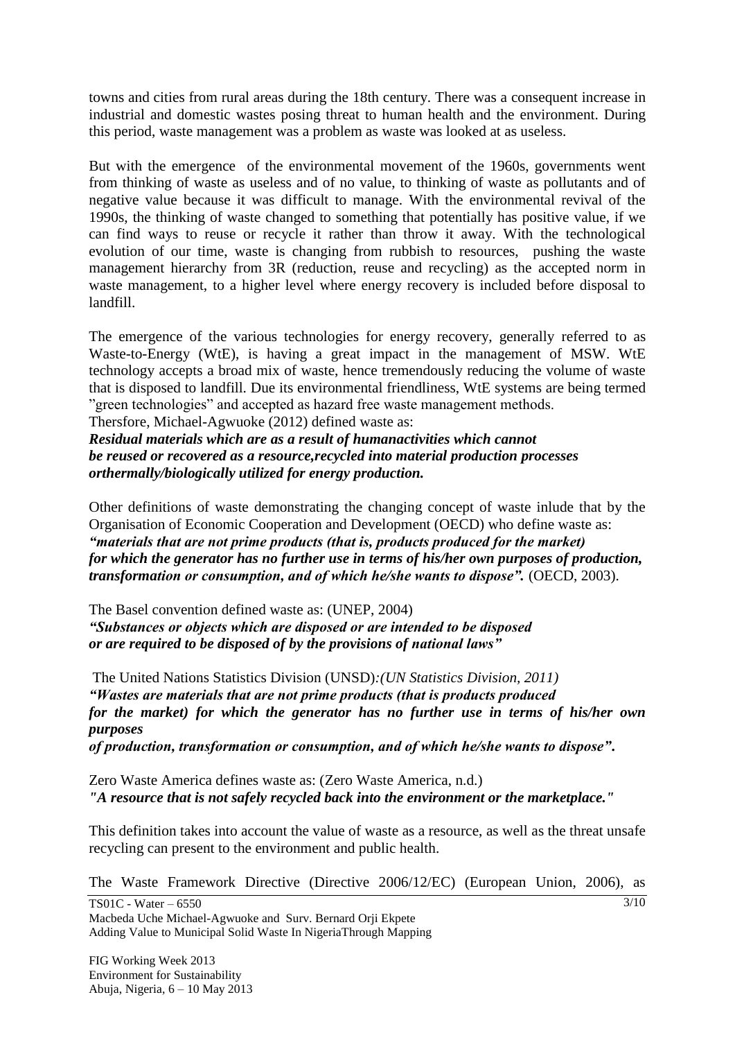towns and cities from rural areas during the 18th century. There was a consequent increase in industrial and domestic wastes posing threat to human health and the environment. During this period, waste management was a problem as waste was looked at as useless.

But with the emergence of the environmental movement of the 1960s, governments went from thinking of waste as useless and of no value, to thinking of waste as pollutants and of negative value because it was difficult to manage. With the environmental revival of the 1990s, the thinking of waste changed to something that potentially has positive value, if we can find ways to reuse or recycle it rather than throw it away. With the technological evolution of our time, waste is changing from rubbish to resources, pushing the waste management hierarchy from 3R (reduction, reuse and recycling) as the accepted norm in waste management, to a higher level where energy recovery is included before disposal to landfill.

The emergence of the various technologies for energy recovery, generally referred to as Waste-to-Energy (WtE), is having a great impact in the management of MSW. WtE technology accepts a broad mix of waste, hence tremendously reducing the volume of waste that is disposed to landfill. Due its environmental friendliness, WtE systems are being termed "green technologies" and accepted as hazard free waste management methods.
Thersfore, Michael-Agwuoke (2012) defined waste as:
***Residual materials which are as a result of humanactivities which cannot be reused or recovered as a resource,recycled into material production processes orthermally/biologically utilized for energy production.***

Other definitions of waste demonstrating the changing concept of waste inlude that by the Organisation of Economic Cooperation and Development (OECD) who define waste as:
***"materials that are not prime products (that is, products produced for the market) for which the generator has no further use in terms of his/her own purposes of production, transformation or consumption, and of which he/she wants to dispose".*** (OECD, 2003).

The Basel convention defined waste as: (UNEP, 2004)
***"Substances or objects which are disposed or are intended to be disposed or are required to be disposed of by the provisions of national laws"***

The United Nations Statistics Division (UNSD)*:(UN Statistics Division, 2011)*
***"Wastes are materials that are not prime products (that is products produced for the market) for which the generator has no further use in terms of his/her own purposes of production, transformation or consumption, and of which he/she wants to dispose".***

Zero Waste America defines waste as: (Zero Waste America, n.d.)
***"A resource that is not safely recycled back into the environment or the marketplace."***

This definition takes into account the value of waste as a resource, as well as the threat unsafe recycling can present to the environment and public health.

The Waste Framework Directive (Directive 2006/12/EC) (European Union, 2006), as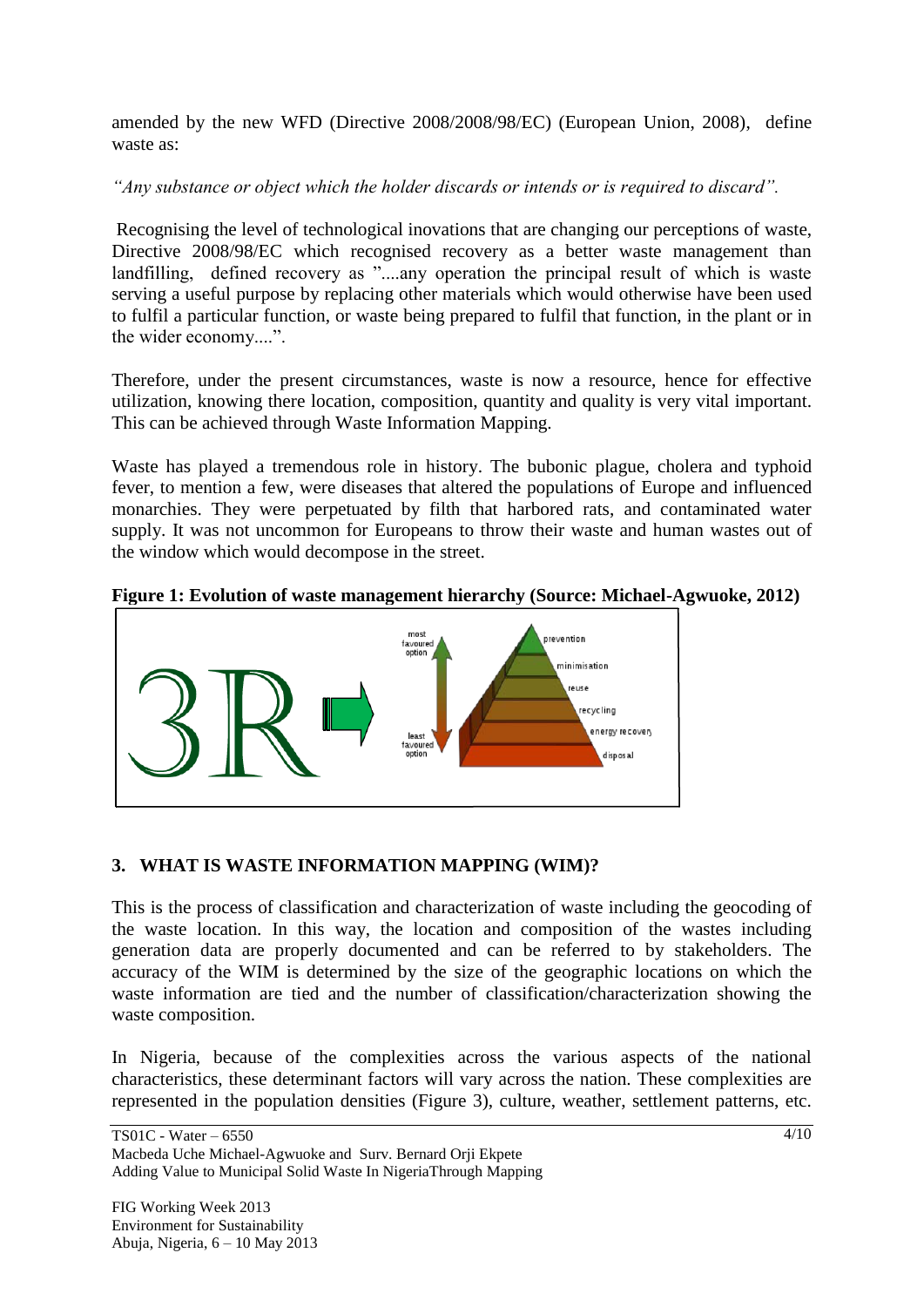amended by the new WFD (Directive 2008/2008/98/EC) (European Union, 2008), define waste as:

*"Any substance or object which the holder discards or intends or is required to discard".*

Recognising the level of technological inovations that are changing our perceptions of waste, Directive 2008/98/EC which recognised recovery as a better waste management than landfilling, defined recovery as "....any operation the principal result of which is waste serving a useful purpose by replacing other materials which would otherwise have been used to fulfil a particular function, or waste being prepared to fulfil that function, in the plant or in the wider economy....".

Therefore, under the present circumstances, waste is now a resource, hence for effective utilization, knowing there location, composition, quantity and quality is very vital important. This can be achieved through Waste Information Mapping.

Waste has played a tremendous role in history. The bubonic plague, cholera and typhoid fever, to mention a few, were diseases that altered the populations of Europe and influenced monarchies. They were perpetuated by filth that harbored rats, and contaminated water supply. It was not uncommon for Europeans to throw their waste and human wastes out of the window which would decompose in the street.

**Figure 1: Evolution of waste management hierarchy (Source: Michael-Agwuoke, 2012)**

## 3. WHAT IS WASTE INFORMATION MAPPING (WIM)?

This is the process of classification and characterization of waste including the geocoding of the waste location. In this way, the location and composition of the wastes including generation data are properly documented and can be referred to by stakeholders. The accuracy of the WIM is determined by the size of the geographic locations on which the waste information are tied and the number of classification/characterization showing the waste composition.

In Nigeria, because of the complexities across the various aspects of the national characteristics, these determinant factors will vary across the nation. These complexities are represented in the population densities (Figure 3), culture, weather, settlement patterns, etc.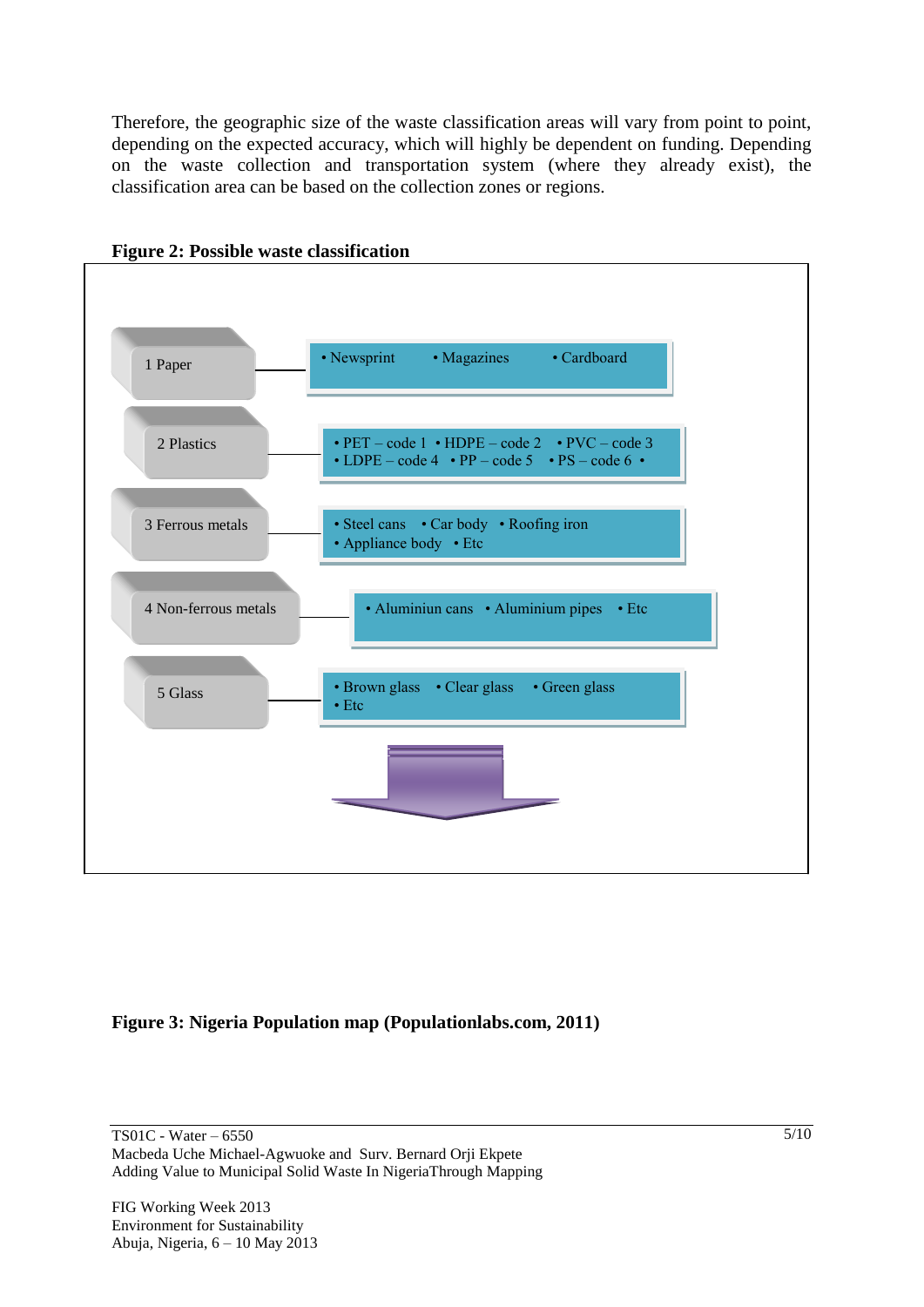Therefore, the geographic size of the waste classification areas will vary from point to point, depending on the expected accuracy, which will highly be dependent on funding. Depending on the waste collection and transportation system (where they already exist), the classification area can be based on the collection zones or regions.

**Figure 2: Possible waste classification**

- 1 Paper
  - Newsprint
  - Magazines
  - Cardboard
- 2 Plastics
  - PET – code 1
  - HDPE – code 2
  - PVC – code 3
  - LDPE – code 4
  - PP – code 5
  - PS – code 6
- 3 Ferrous metals
  - Steel cans
  - Car body
  - Roofing iron
  - Appliance body
  - Etc
- 4 Non-ferrous metals
  - Aluminiun cans
  - Aluminium pipes
  - Etc
- 5 Glass
  - Brown glass
  - Clear glass
  - Green glass
  - Etc

**Figure 3: Nigeria Population map (Populationlabs.com, 2011)**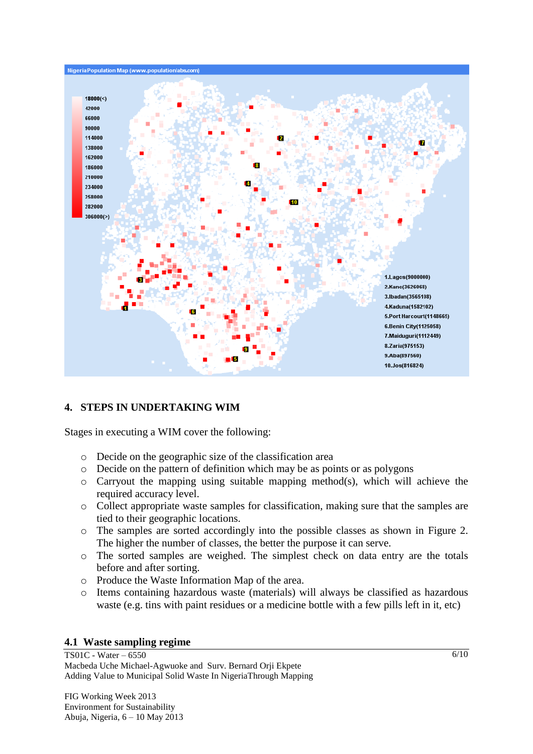## 4. STEPS IN UNDERTAKING WIM

Stages in executing a WIM cover the following:

- Decide on the geographic size of the classification area
- Decide on the pattern of definition which may be as points or as polygons
- Carryout the mapping using suitable mapping method(s), which will achieve the required accuracy level.
- Collect appropriate waste samples for classification, making sure that the samples are tied to their geographic locations.
- The samples are sorted accordingly into the possible classes as shown in Figure 2. The higher the number of classes, the better the purpose it can serve.
- The sorted samples are weighed. The simplest check on data entry are the totals before and after sorting.
- Produce the Waste Information Map of the area.
- Items containing hazardous waste (materials) will always be classified as hazardous waste (e.g. tins with paint residues or a medicine bottle with a few pills left in it, etc)

### 4.1 Waste sampling regime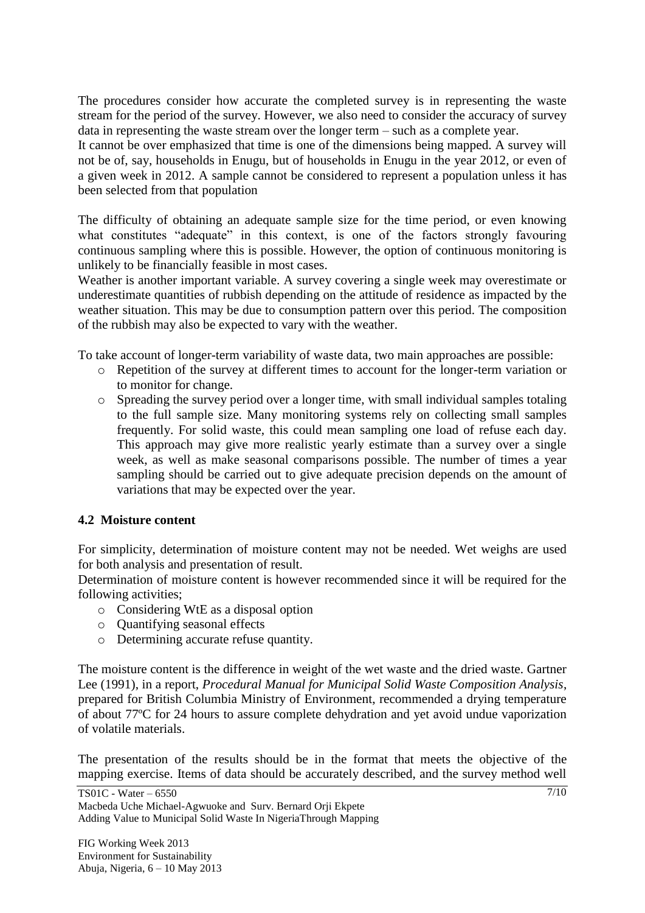The procedures consider how accurate the completed survey is in representing the waste stream for the period of the survey. However, we also need to consider the accuracy of survey data in representing the waste stream over the longer term – such as a complete year.

It cannot be over emphasized that time is one of the dimensions being mapped. A survey will not be of, say, households in Enugu, but of households in Enugu in the year 2012, or even of a given week in 2012. A sample cannot be considered to represent a population unless it has been selected from that population

The difficulty of obtaining an adequate sample size for the time period, or even knowing what constitutes "adequate" in this context, is one of the factors strongly favouring continuous sampling where this is possible. However, the option of continuous monitoring is unlikely to be financially feasible in most cases.

Weather is another important variable. A survey covering a single week may overestimate or underestimate quantities of rubbish depending on the attitude of residence as impacted by the weather situation. This may be due to consumption pattern over this period. The composition of the rubbish may also be expected to vary with the weather.

To take account of longer-term variability of waste data, two main approaches are possible:

- Repetition of the survey at different times to account for the longer-term variation or to monitor for change.
- Spreading the survey period over a longer time, with small individual samples totaling to the full sample size. Many monitoring systems rely on collecting small samples frequently. For solid waste, this could mean sampling one load of refuse each day. This approach may give more realistic yearly estimate than a survey over a single week, as well as make seasonal comparisons possible. The number of times a year sampling should be carried out to give adequate precision depends on the amount of variations that may be expected over the year.

### 4.2 Moisture content

For simplicity, determination of moisture content may not be needed. Wet weighs are used for both analysis and presentation of result.

Determination of moisture content is however recommended since it will be required for the following activities;

- Considering WtE as a disposal option
- Quantifying seasonal effects
- Determining accurate refuse quantity.

The moisture content is the difference in weight of the wet waste and the dried waste. Gartner Lee (1991), in a report, *Procedural Manual for Municipal Solid Waste Composition Analysis*, prepared for British Columbia Ministry of Environment, recommended a drying temperature of about 77ºC for 24 hours to assure complete dehydration and yet avoid undue vaporization of volatile materials.

The presentation of the results should be in the format that meets the objective of the mapping exercise. Items of data should be accurately described, and the survey method well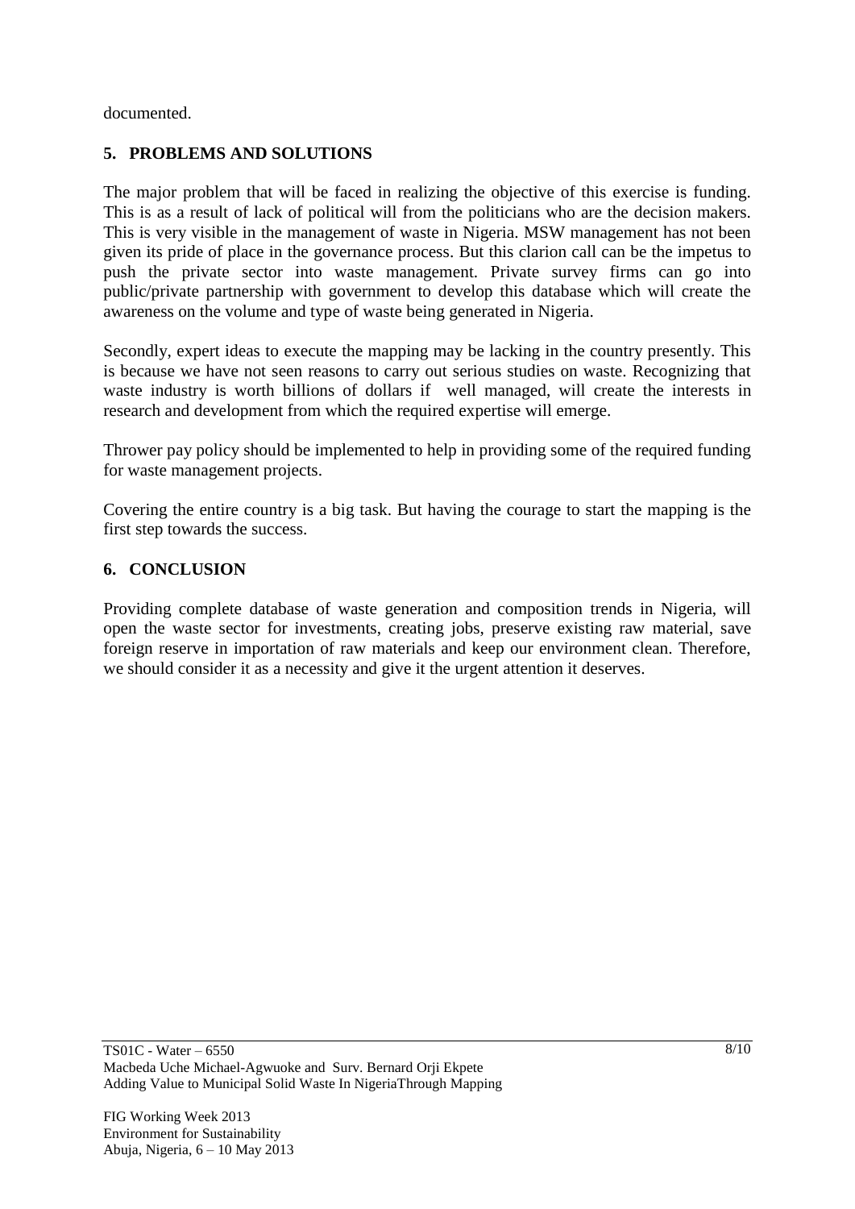documented.

## 5. PROBLEMS AND SOLUTIONS

The major problem that will be faced in realizing the objective of this exercise is funding. This is as a result of lack of political will from the politicians who are the decision makers. This is very visible in the management of waste in Nigeria. MSW management has not been given its pride of place in the governance process. But this clarion call can be the impetus to push the private sector into waste management. Private survey firms can go into public/private partnership with government to develop this database which will create the awareness on the volume and type of waste being generated in Nigeria.

Secondly, expert ideas to execute the mapping may be lacking in the country presently. This is because we have not seen reasons to carry out serious studies on waste. Recognizing that waste industry is worth billions of dollars if well managed, will create the interests in research and development from which the required expertise will emerge.

Thrower pay policy should be implemented to help in providing some of the required funding for waste management projects.

Covering the entire country is a big task. But having the courage to start the mapping is the first step towards the success.

## 6. CONCLUSION

Providing complete database of waste generation and composition trends in Nigeria, will open the waste sector for investments, creating jobs, preserve existing raw material, save foreign reserve in importation of raw materials and keep our environment clean. Therefore, we should consider it as a necessity and give it the urgent attention it deserves.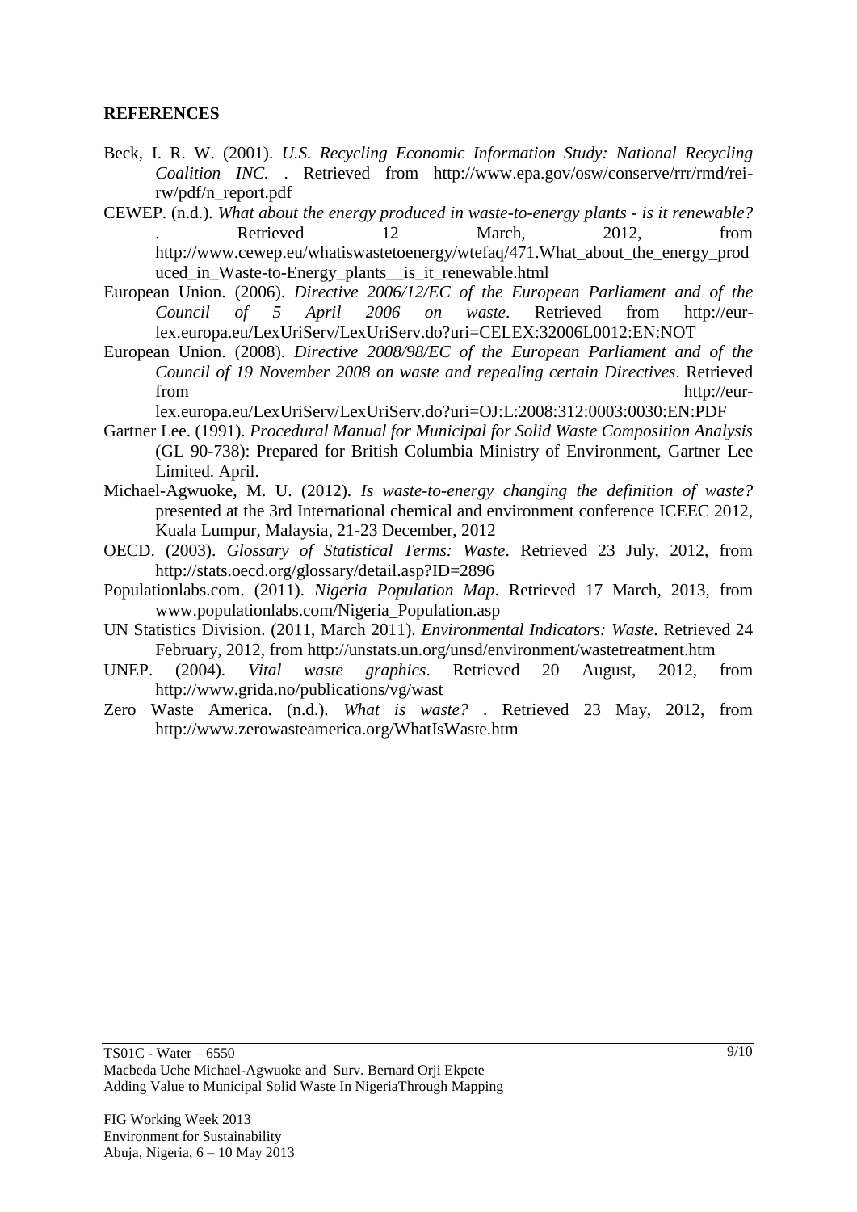**REFERENCES**

Beck, I. R. W. (2001). *U.S. Recycling Economic Information Study: National Recycling Coalition INC.* . Retrieved from http://www.epa.gov/osw/conserve/rrr/rmd/rei-rw/pdf/n_report.pdf

CEWEP. (n.d.). *What about the energy produced in waste-to-energy plants - is it renewable?* . Retrieved 12 March, 2012, from http://www.cewep.eu/whatiswastetoenergy/wtefaq/471.What_about_the_energy_produced_in_Waste-to-Energy_plants__is_it_renewable.html

European Union. (2006). *Directive 2006/12/EC of the European Parliament and of the Council of 5 April 2006 on waste*. Retrieved from http://eur-lex.europa.eu/LexUriServ/LexUriServ.do?uri=CELEX:32006L0012:EN:NOT

European Union. (2008). *Directive 2008/98/EC of the European Parliament and of the Council of 19 November 2008 on waste and repealing certain Directives*. Retrieved from http://eur-lex.europa.eu/LexUriServ/LexUriServ.do?uri=OJ:L:2008:312:0003:0030:EN:PDF

Gartner Lee. (1991). *Procedural Manual for Municipal for Solid Waste Composition Analysis* (GL 90-738): Prepared for British Columbia Ministry of Environment, Gartner Lee Limited. April.

Michael-Agwuoke, M. U. (2012). *Is waste-to-energy changing the definition of waste?* presented at the 3rd International chemical and environment conference ICEEC 2012, Kuala Lumpur, Malaysia, 21-23 December, 2012

OECD. (2003). *Glossary of Statistical Terms: Waste*. Retrieved 23 July, 2012, from http://stats.oecd.org/glossary/detail.asp?ID=2896

Populationlabs.com. (2011). *Nigeria Population Map*. Retrieved 17 March, 2013, from www.populationlabs.com/Nigeria_Population.asp

UN Statistics Division. (2011, March 2011). *Environmental Indicators: Waste*. Retrieved 24 February, 2012, from http://unstats.un.org/unsd/environment/wastetreatment.htm

UNEP. (2004). *Vital waste graphics*. Retrieved 20 August, 2012, from http://www.grida.no/publications/vg/wast

Zero Waste America. (n.d.). *What is waste?* . Retrieved 23 May, 2012, from http://www.zerowasteamerica.org/WhatIsWaste.htm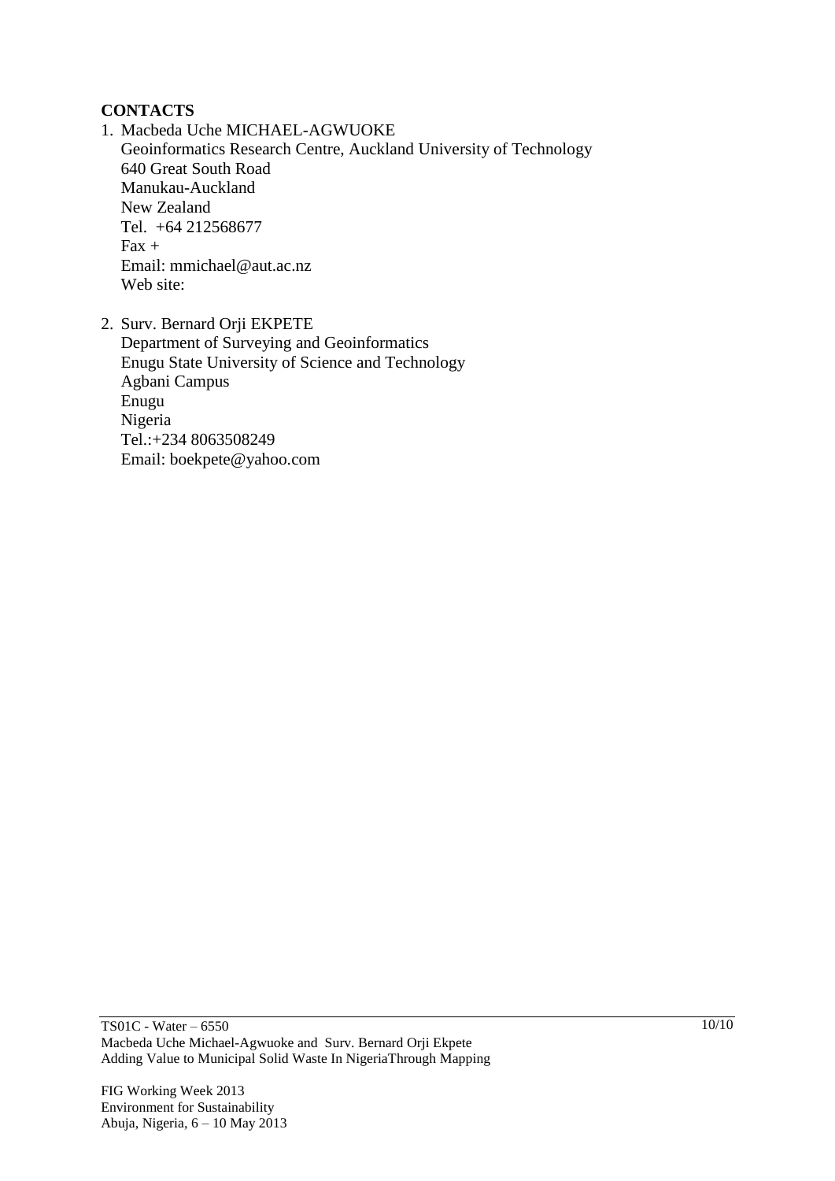**CONTACTS**

1. Macbeda Uche MICHAEL-AGWUOKE
   Geoinformatics Research Centre, Auckland University of Technology
   640 Great South Road
   Manukau-Auckland
   New Zealand
   Tel. +64 212568677
   Fax +
   Email: mmichael@aut.ac.nz
   Web site:

2. Surv. Bernard Orji EKPETE
   Department of Surveying and Geoinformatics
   Enugu State University of Science and Technology
   Agbani Campus
   Enugu
   Nigeria
   Tel.:+234 8063508249
   Email: boekpete@yahoo.com